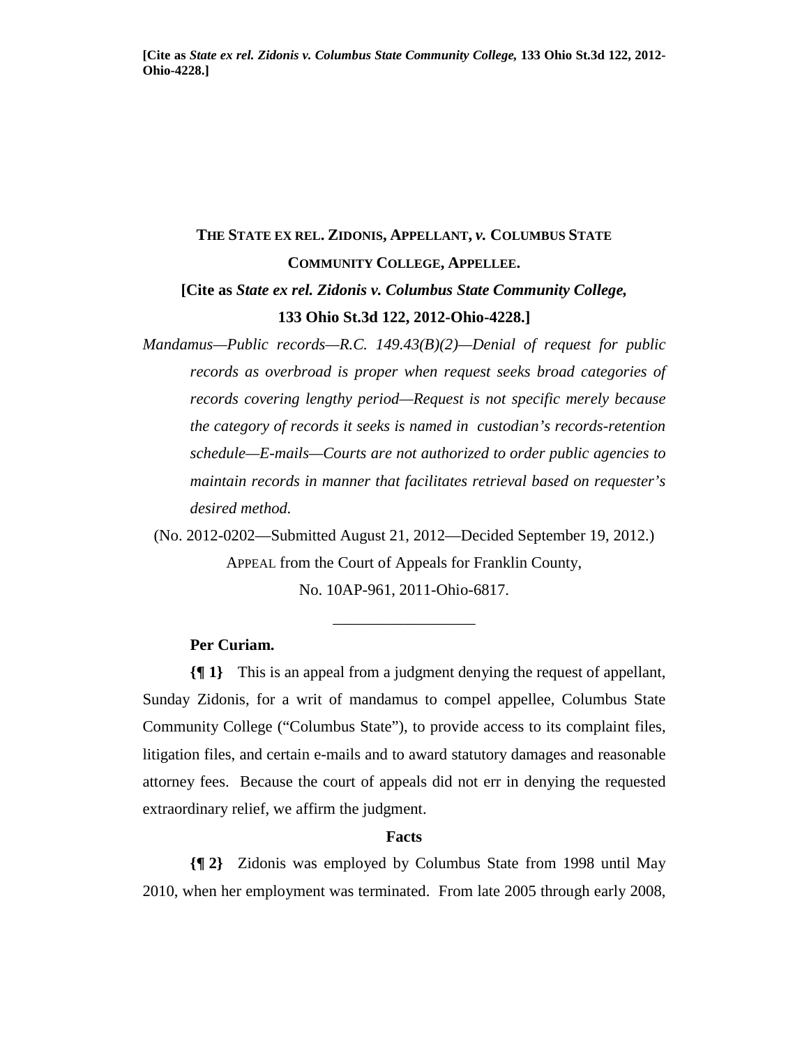[Cite as *State ex rel. Zidonis v. Columbus State Community College*, 133 Ohio St.3d 122, 2012-Ohio-4228.]

# THE STATE EX REL. ZIDONIS, APPELLANT, *v.* COLUMBUS STATE COMMUNITY COLLEGE, APPELLEE.

**[Cite as *State ex rel. Zidonis v. Columbus State Community College*, 133 Ohio St.3d 122, 2012-Ohio-4228.]**

*Mandamus—Public records—R.C. 149.43(B)(2)—Denial of request for public records as overbroad is proper when request seeks broad categories of records covering lengthy period—Request is not specific merely because the category of records it seeks is named in custodian's records-retention schedule—E-mails—Courts are not authorized to order public agencies to maintain records in manner that facilitates retrieval based on requester's desired method.*

(No. 2012-0202—Submitted August 21, 2012—Decided September 19, 2012.)

APPEAL from the Court of Appeals for Franklin County,

No. 10AP-961, 2011-Ohio-6817.

---

**Per Curiam.**

**{¶ 1}** This is an appeal from a judgment denying the request of appellant, Sunday Zidonis, for a writ of mandamus to compel appellee, Columbus State Community College ("Columbus State"), to provide access to its complaint files, litigation files, and certain e-mails and to award statutory damages and reasonable attorney fees. Because the court of appeals did not err in denying the requested extraordinary relief, we affirm the judgment.

### Facts

**{¶ 2}** Zidonis was employed by Columbus State from 1998 until May 2010, when her employment was terminated. From late 2005 through early 2008,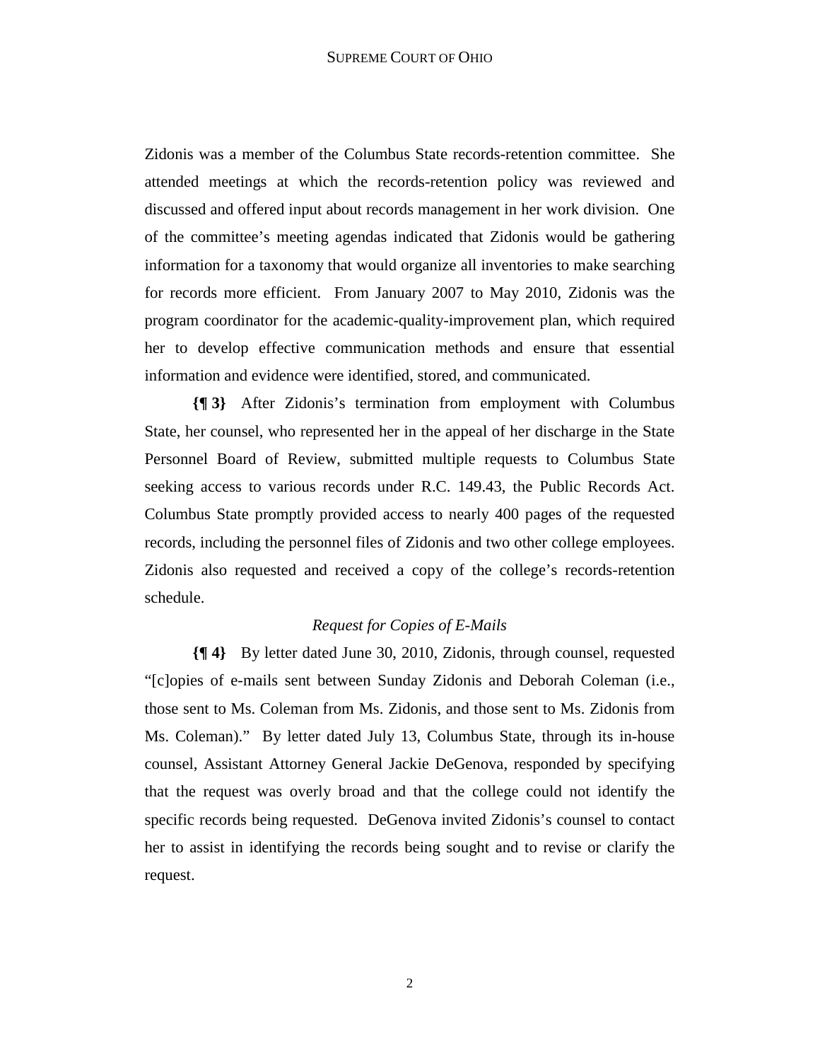Zidonis was a member of the Columbus State records-retention committee. She attended meetings at which the records-retention policy was reviewed and discussed and offered input about records management in her work division. One of the committee's meeting agendas indicated that Zidonis would be gathering information for a taxonomy that would organize all inventories to make searching for records more efficient. From January 2007 to May 2010, Zidonis was the program coordinator for the academic-quality-improvement plan, which required her to develop effective communication methods and ensure that essential information and evidence were identified, stored, and communicated.

**{¶ 3}** After Zidonis's termination from employment with Columbus State, her counsel, who represented her in the appeal of her discharge in the State Personnel Board of Review, submitted multiple requests to Columbus State seeking access to various records under R.C. 149.43, the Public Records Act. Columbus State promptly provided access to nearly 400 pages of the requested records, including the personnel files of Zidonis and two other college employees. Zidonis also requested and received a copy of the college's records-retention schedule.

*Request for Copies of E-Mails*

**{¶ 4}** By letter dated June 30, 2010, Zidonis, through counsel, requested "[c]opies of e-mails sent between Sunday Zidonis and Deborah Coleman (i.e., those sent to Ms. Coleman from Ms. Zidonis, and those sent to Ms. Zidonis from Ms. Coleman)." By letter dated July 13, Columbus State, through its in-house counsel, Assistant Attorney General Jackie DeGenova, responded by specifying that the request was overly broad and that the college could not identify the specific records being requested. DeGenova invited Zidonis's counsel to contact her to assist in identifying the records being sought and to revise or clarify the request.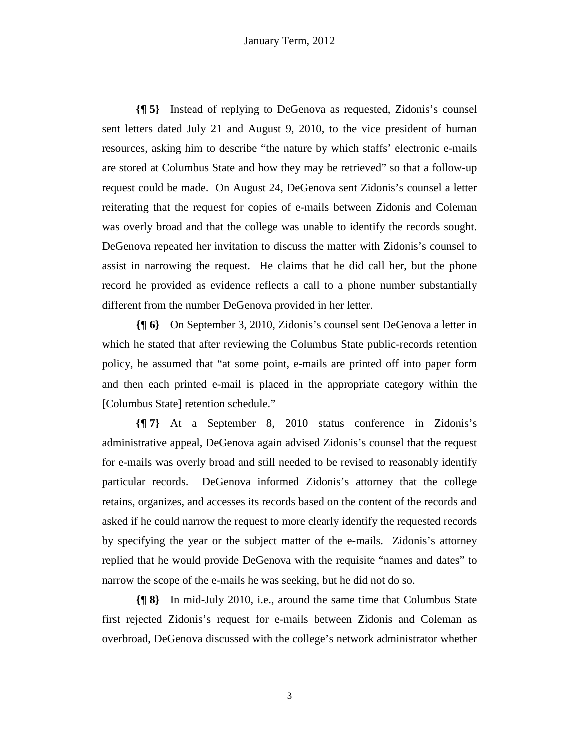**{¶ 5}** Instead of replying to DeGenova as requested, Zidonis's counsel sent letters dated July 21 and August 9, 2010, to the vice president of human resources, asking him to describe "the nature by which staffs' electronic e-mails are stored at Columbus State and how they may be retrieved" so that a follow-up request could be made. On August 24, DeGenova sent Zidonis's counsel a letter reiterating that the request for copies of e-mails between Zidonis and Coleman was overly broad and that the college was unable to identify the records sought. DeGenova repeated her invitation to discuss the matter with Zidonis's counsel to assist in narrowing the request. He claims that he did call her, but the phone record he provided as evidence reflects a call to a phone number substantially different from the number DeGenova provided in her letter.

**{¶ 6}** On September 3, 2010, Zidonis's counsel sent DeGenova a letter in which he stated that after reviewing the Columbus State public-records retention policy, he assumed that "at some point, e-mails are printed off into paper form and then each printed e-mail is placed in the appropriate category within the [Columbus State] retention schedule."

**{¶ 7}** At a September 8, 2010 status conference in Zidonis's administrative appeal, DeGenova again advised Zidonis's counsel that the request for e-mails was overly broad and still needed to be revised to reasonably identify particular records. DeGenova informed Zidonis's attorney that the college retains, organizes, and accesses its records based on the content of the records and asked if he could narrow the request to more clearly identify the requested records by specifying the year or the subject matter of the e-mails. Zidonis's attorney replied that he would provide DeGenova with the requisite "names and dates" to narrow the scope of the e-mails he was seeking, but he did not do so.

**{¶ 8}** In mid-July 2010, i.e., around the same time that Columbus State first rejected Zidonis's request for e-mails between Zidonis and Coleman as overbroad, DeGenova discussed with the college's network administrator whether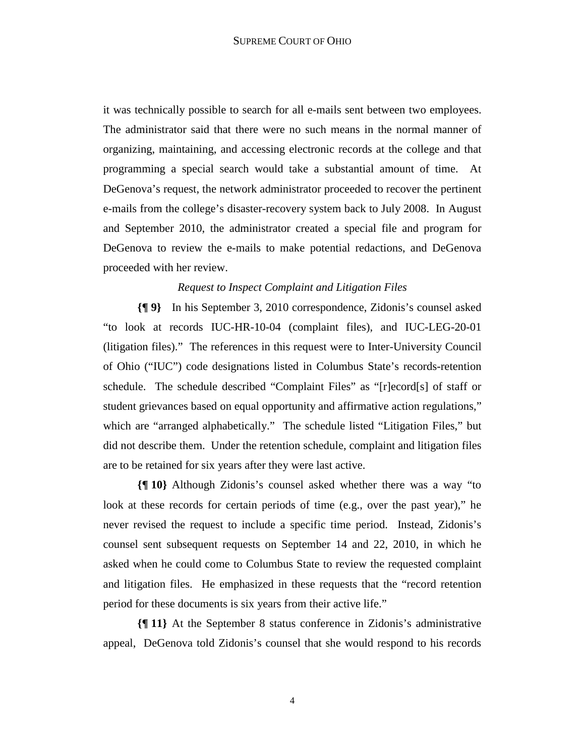it was technically possible to search for all e-mails sent between two employees. The administrator said that there were no such means in the normal manner of organizing, maintaining, and accessing electronic records at the college and that programming a special search would take a substantial amount of time. At DeGenova's request, the network administrator proceeded to recover the pertinent e-mails from the college's disaster-recovery system back to July 2008. In August and September 2010, the administrator created a special file and program for DeGenova to review the e-mails to make potential redactions, and DeGenova proceeded with her review.

*Request to Inspect Complaint and Litigation Files*

**{¶ 9}** In his September 3, 2010 correspondence, Zidonis's counsel asked "to look at records IUC-HR-10-04 (complaint files), and IUC-LEG-20-01 (litigation files)." The references in this request were to Inter-University Council of Ohio ("IUC") code designations listed in Columbus State's records-retention schedule. The schedule described "Complaint Files" as "[r]ecord[s] of staff or student grievances based on equal opportunity and affirmative action regulations," which are "arranged alphabetically." The schedule listed "Litigation Files," but did not describe them. Under the retention schedule, complaint and litigation files are to be retained for six years after they were last active.

**{¶ 10}** Although Zidonis's counsel asked whether there was a way "to look at these records for certain periods of time (e.g., over the past year)," he never revised the request to include a specific time period. Instead, Zidonis's counsel sent subsequent requests on September 14 and 22, 2010, in which he asked when he could come to Columbus State to review the requested complaint and litigation files. He emphasized in these requests that the "record retention period for these documents is six years from their active life."

**{¶ 11}** At the September 8 status conference in Zidonis's administrative appeal, DeGenova told Zidonis's counsel that she would respond to his records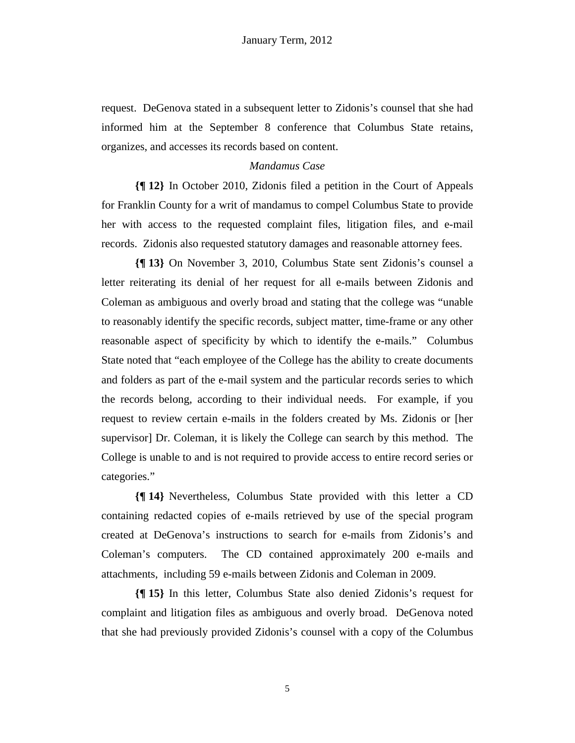request. DeGenova stated in a subsequent letter to Zidonis's counsel that she had informed him at the September 8 conference that Columbus State retains, organizes, and accesses its records based on content.

*Mandamus Case*

**{¶ 12}** In October 2010, Zidonis filed a petition in the Court of Appeals for Franklin County for a writ of mandamus to compel Columbus State to provide her with access to the requested complaint files, litigation files, and e-mail records. Zidonis also requested statutory damages and reasonable attorney fees.

**{¶ 13}** On November 3, 2010, Columbus State sent Zidonis's counsel a letter reiterating its denial of her request for all e-mails between Zidonis and Coleman as ambiguous and overly broad and stating that the college was "unable to reasonably identify the specific records, subject matter, time-frame or any other reasonable aspect of specificity by which to identify the e-mails." Columbus State noted that "each employee of the College has the ability to create documents and folders as part of the e-mail system and the particular records series to which the records belong, according to their individual needs. For example, if you request to review certain e-mails in the folders created by Ms. Zidonis or [her supervisor] Dr. Coleman, it is likely the College can search by this method. The College is unable to and is not required to provide access to entire record series or categories."

**{¶ 14}** Nevertheless, Columbus State provided with this letter a CD containing redacted copies of e-mails retrieved by use of the special program created at DeGenova's instructions to search for e-mails from Zidonis's and Coleman's computers. The CD contained approximately 200 e-mails and attachments, including 59 e-mails between Zidonis and Coleman in 2009.

**{¶ 15}** In this letter, Columbus State also denied Zidonis's request for complaint and litigation files as ambiguous and overly broad. DeGenova noted that she had previously provided Zidonis's counsel with a copy of the Columbus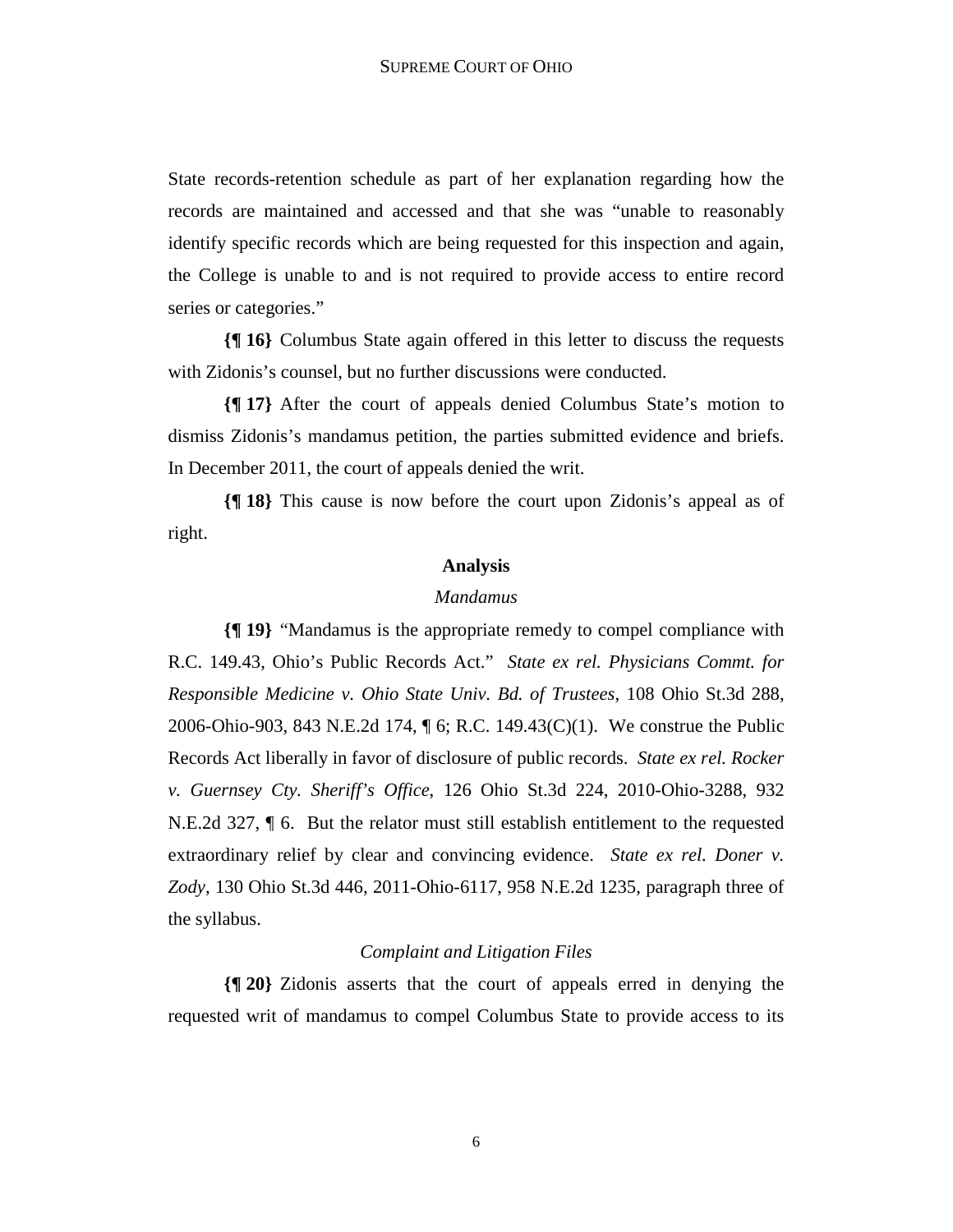State records-retention schedule as part of her explanation regarding how the records are maintained and accessed and that she was "unable to reasonably identify specific records which are being requested for this inspection and again, the College is unable to and is not required to provide access to entire record series or categories."

**{¶ 16}** Columbus State again offered in this letter to discuss the requests with Zidonis's counsel, but no further discussions were conducted.

**{¶ 17}** After the court of appeals denied Columbus State's motion to dismiss Zidonis's mandamus petition, the parties submitted evidence and briefs. In December 2011, the court of appeals denied the writ.

**{¶ 18}** This cause is now before the court upon Zidonis's appeal as of right.

## Analysis

### *Mandamus*

**{¶ 19}** "Mandamus is the appropriate remedy to compel compliance with R.C. 149.43, Ohio's Public Records Act." *State ex rel. Physicians Commt. for Responsible Medicine v. Ohio State Univ. Bd. of Trustees*, 108 Ohio St.3d 288, 2006-Ohio-903, 843 N.E.2d 174, ¶ 6; R.C. 149.43(C)(1). We construe the Public Records Act liberally in favor of disclosure of public records. *State ex rel. Rocker v. Guernsey Cty. Sheriff's Office*, 126 Ohio St.3d 224, 2010-Ohio-3288, 932 N.E.2d 327, ¶ 6. But the relator must still establish entitlement to the requested extraordinary relief by clear and convincing evidence. *State ex rel. Doner v. Zody*, 130 Ohio St.3d 446, 2011-Ohio-6117, 958 N.E.2d 1235, paragraph three of the syllabus.

### *Complaint and Litigation Files*

**{¶ 20}** Zidonis asserts that the court of appeals erred in denying the requested writ of mandamus to compel Columbus State to provide access to its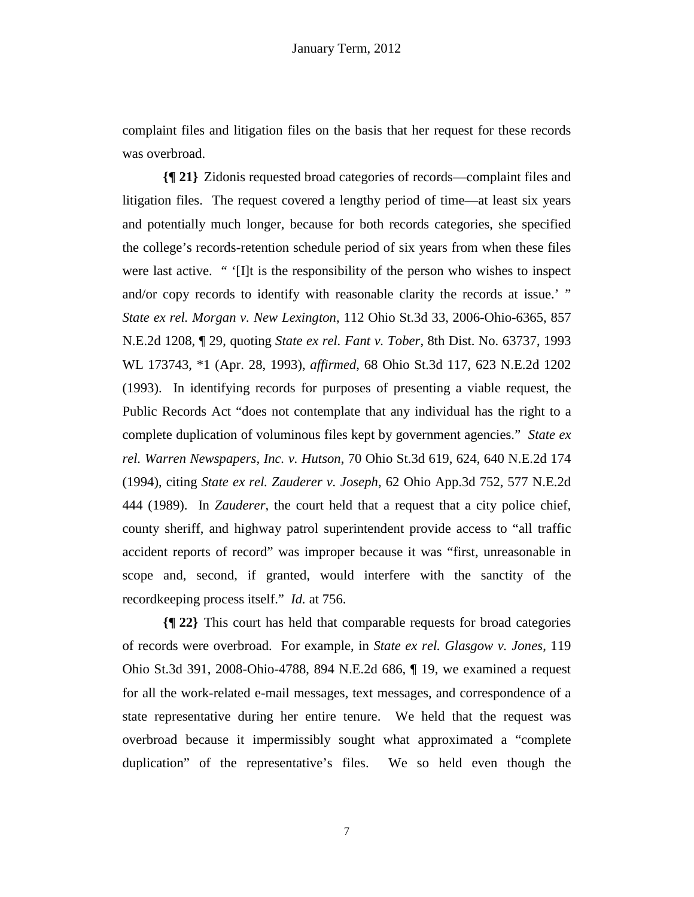complaint files and litigation files on the basis that her request for these records was overbroad.

**{¶ 21}** Zidonis requested broad categories of records—complaint files and litigation files. The request covered a lengthy period of time—at least six years and potentially much longer, because for both records categories, she specified the college's records-retention schedule period of six years from when these files were last active. " '[I]t is the responsibility of the person who wishes to inspect and/or copy records to identify with reasonable clarity the records at issue.' " *State ex rel. Morgan v. New Lexington*, 112 Ohio St.3d 33, 2006-Ohio-6365, 857 N.E.2d 1208, ¶ 29, quoting *State ex rel. Fant v. Tober*, 8th Dist. No. 63737, 1993 WL 173743, *1 (Apr. 28, 1993), *affirmed*, 68 Ohio St.3d 117, 623 N.E.2d 1202 (1993). In identifying records for purposes of presenting a viable request, the Public Records Act "does not contemplate that any individual has the right to a complete duplication of voluminous files kept by government agencies." *State ex rel. Warren Newspapers, Inc. v. Hutson*, 70 Ohio St.3d 619, 624, 640 N.E.2d 174 (1994), citing *State ex rel. Zauderer v. Joseph*, 62 Ohio App.3d 752, 577 N.E.2d 444 (1989). In *Zauderer*, the court held that a request that a city police chief, county sheriff, and highway patrol superintendent provide access to "all traffic accident reports of record" was improper because it was "first, unreasonable in scope and, second, if granted, would interfere with the sanctity of the recordkeeping process itself." *Id.* at 756.

**{¶ 22}** This court has held that comparable requests for broad categories of records were overbroad. For example, in *State ex rel. Glasgow v. Jones*, 119 Ohio St.3d 391, 2008-Ohio-4788, 894 N.E.2d 686, ¶ 19, we examined a request for all the work-related e-mail messages, text messages, and correspondence of a state representative during her entire tenure. We held that the request was overbroad because it impermissibly sought what approximated a "complete duplication" of the representative's files. We so held even though the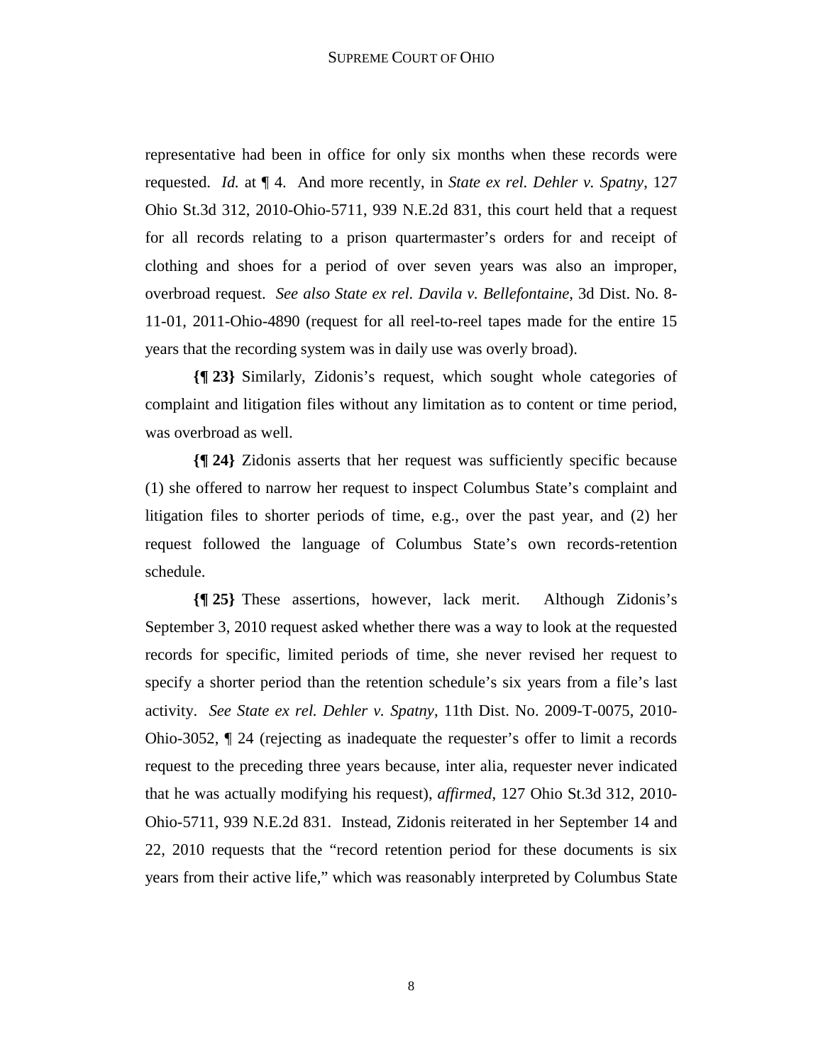representative had been in office for only six months when these records were requested. *Id.* at ¶ 4. And more recently, in *State ex rel. Dehler v. Spatny*, 127 Ohio St.3d 312, 2010-Ohio-5711, 939 N.E.2d 831, this court held that a request for all records relating to a prison quartermaster's orders for and receipt of clothing and shoes for a period of over seven years was also an improper, overbroad request. *See also State ex rel. Davila v. Bellefontaine*, 3d Dist. No. 8-11-01, 2011-Ohio-4890 (request for all reel-to-reel tapes made for the entire 15 years that the recording system was in daily use was overly broad).

**{¶ 23}** Similarly, Zidonis's request, which sought whole categories of complaint and litigation files without any limitation as to content or time period, was overbroad as well.

**{¶ 24}** Zidonis asserts that her request was sufficiently specific because (1) she offered to narrow her request to inspect Columbus State's complaint and litigation files to shorter periods of time, e.g., over the past year, and (2) her request followed the language of Columbus State's own records-retention schedule.

**{¶ 25}** These assertions, however, lack merit. Although Zidonis's September 3, 2010 request asked whether there was a way to look at the requested records for specific, limited periods of time, she never revised her request to specify a shorter period than the retention schedule's six years from a file's last activity. *See State ex rel. Dehler v. Spatny*, 11th Dist. No. 2009-T-0075, 2010-Ohio-3052, ¶ 24 (rejecting as inadequate the requester's offer to limit a records request to the preceding three years because, inter alia, requester never indicated that he was actually modifying his request), *affirmed*, 127 Ohio St.3d 312, 2010-Ohio-5711, 939 N.E.2d 831. Instead, Zidonis reiterated in her September 14 and 22, 2010 requests that the "record retention period for these documents is six years from their active life," which was reasonably interpreted by Columbus State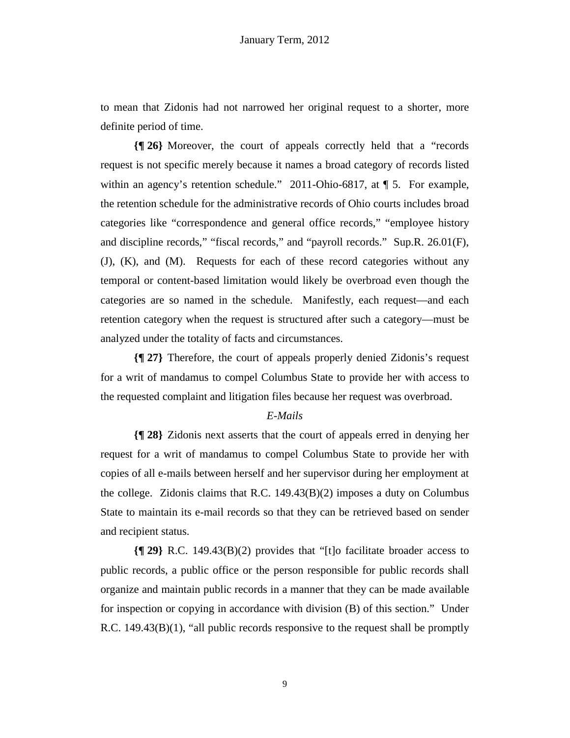to mean that Zidonis had not narrowed her original request to a shorter, more definite period of time.

**{¶ 26}** Moreover, the court of appeals correctly held that a "records request is not specific merely because it names a broad category of records listed within an agency's retention schedule." 2011-Ohio-6817, at ¶ 5. For example, the retention schedule for the administrative records of Ohio courts includes broad categories like "correspondence and general office records," "employee history and discipline records," "fiscal records," and "payroll records." Sup.R. 26.01(F), (J), (K), and (M). Requests for each of these record categories without any temporal or content-based limitation would likely be overbroad even though the categories are so named in the schedule. Manifestly, each request—and each retention category when the request is structured after such a category—must be analyzed under the totality of facts and circumstances.

**{¶ 27}** Therefore, the court of appeals properly denied Zidonis's request for a writ of mandamus to compel Columbus State to provide her with access to the requested complaint and litigation files because her request was overbroad.

*E-Mails*

**{¶ 28}** Zidonis next asserts that the court of appeals erred in denying her request for a writ of mandamus to compel Columbus State to provide her with copies of all e-mails between herself and her supervisor during her employment at the college. Zidonis claims that R.C. 149.43(B)(2) imposes a duty on Columbus State to maintain its e-mail records so that they can be retrieved based on sender and recipient status.

**{¶ 29}** R.C. 149.43(B)(2) provides that "[t]o facilitate broader access to public records, a public office or the person responsible for public records shall organize and maintain public records in a manner that they can be made available for inspection or copying in accordance with division (B) of this section." Under R.C. 149.43(B)(1), "all public records responsive to the request shall be promptly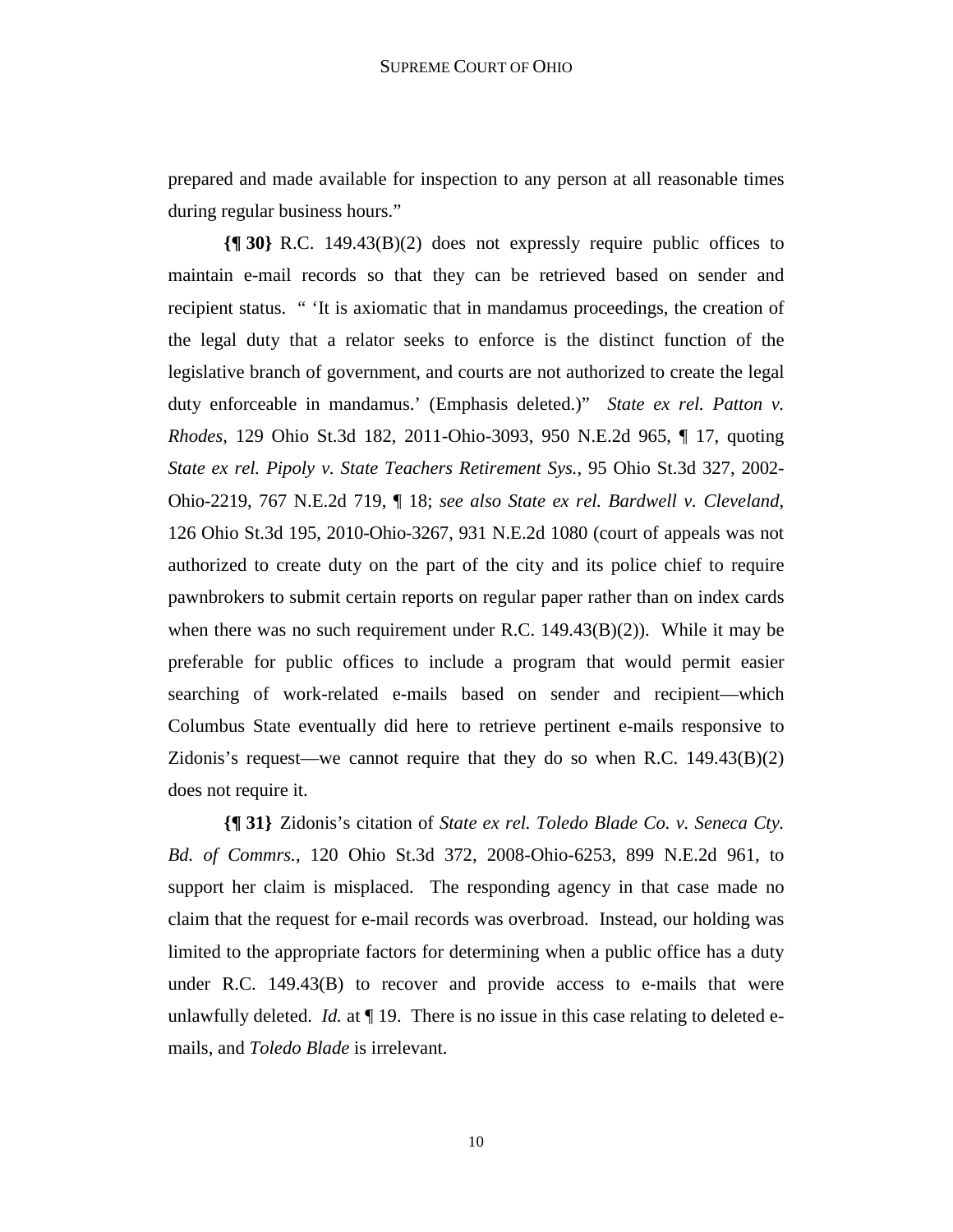prepared and made available for inspection to any person at all reasonable times during regular business hours."

**{¶ 30}** R.C. 149.43(B)(2) does not expressly require public offices to maintain e-mail records so that they can be retrieved based on sender and recipient status. " 'It is axiomatic that in mandamus proceedings, the creation of the legal duty that a relator seeks to enforce is the distinct function of the legislative branch of government, and courts are not authorized to create the legal duty enforceable in mandamus.' (Emphasis deleted.)" *State ex rel. Patton v. Rhodes*, 129 Ohio St.3d 182, 2011-Ohio-3093, 950 N.E.2d 965, ¶ 17, quoting *State ex rel. Pipoly v. State Teachers Retirement Sys.*, 95 Ohio St.3d 327, 2002-Ohio-2219, 767 N.E.2d 719, ¶ 18; *see also State ex rel. Bardwell v. Cleveland*, 126 Ohio St.3d 195, 2010-Ohio-3267, 931 N.E.2d 1080 (court of appeals was not authorized to create duty on the part of the city and its police chief to require pawnbrokers to submit certain reports on regular paper rather than on index cards when there was no such requirement under R.C. 149.43(B)(2)). While it may be preferable for public offices to include a program that would permit easier searching of work-related e-mails based on sender and recipient—which Columbus State eventually did here to retrieve pertinent e-mails responsive to Zidonis's request—we cannot require that they do so when R.C. 149.43(B)(2) does not require it.

**{¶ 31}** Zidonis's citation of *State ex rel. Toledo Blade Co. v. Seneca Cty. Bd. of Commrs.*, 120 Ohio St.3d 372, 2008-Ohio-6253, 899 N.E.2d 961, to support her claim is misplaced. The responding agency in that case made no claim that the request for e-mail records was overbroad. Instead, our holding was limited to the appropriate factors for determining when a public office has a duty under R.C. 149.43(B) to recover and provide access to e-mails that were unlawfully deleted. *Id.* at ¶ 19. There is no issue in this case relating to deleted e-mails, and *Toledo Blade* is irrelevant.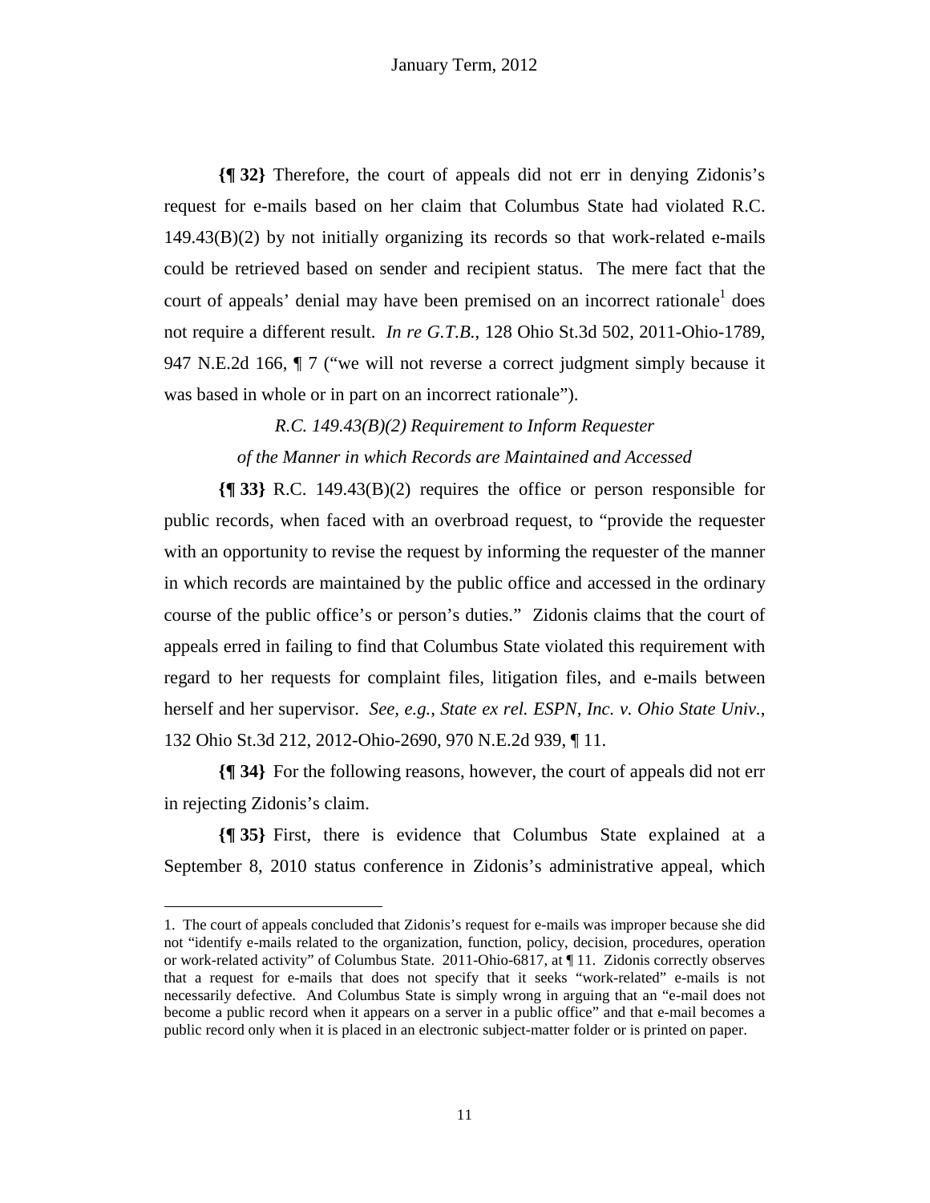**{¶ 32}** Therefore, the court of appeals did not err in denying Zidonis's request for e-mails based on her claim that Columbus State had violated R.C. 149.43(B)(2) by not initially organizing its records so that work-related e-mails could be retrieved based on sender and recipient status. The mere fact that the court of appeals' denial may have been premised on an incorrect rationale[1] does not require a different result. *In re G.T.B.*, 128 Ohio St.3d 502, 2011-Ohio-1789, 947 N.E.2d 166, ¶ 7 ("we will not reverse a correct judgment simply because it was based in whole or in part on an incorrect rationale").

*R.C. 149.43(B)(2) Requirement to Inform Requester of the Manner in which Records are Maintained and Accessed*

**{¶ 33}** R.C. 149.43(B)(2) requires the office or person responsible for public records, when faced with an overbroad request, to "provide the requester with an opportunity to revise the request by informing the requester of the manner in which records are maintained by the public office and accessed in the ordinary course of the public office's or person's duties." Zidonis claims that the court of appeals erred in failing to find that Columbus State violated this requirement with regard to her requests for complaint files, litigation files, and e-mails between herself and her supervisor. *See, e.g., State ex rel. ESPN, Inc. v. Ohio State Univ.*, 132 Ohio St.3d 212, 2012-Ohio-2690, 970 N.E.2d 939, ¶ 11.

**{¶ 34}** For the following reasons, however, the court of appeals did not err in rejecting Zidonis's claim.

**{¶ 35}** First, there is evidence that Columbus State explained at a September 8, 2010 status conference in Zidonis's administrative appeal, which

---

1. The court of appeals concluded that Zidonis's request for e-mails was improper because she did not "identify e-mails related to the organization, function, policy, decision, procedures, operation or work-related activity" of Columbus State. 2011-Ohio-6817, at ¶ 11. Zidonis correctly observes that a request for e-mails that does not specify that it seeks "work-related" e-mails is not necessarily defective. And Columbus State is simply wrong in arguing that an "e-mail does not become a public record when it appears on a server in a public office" and that e-mail becomes a public record only when it is placed in an electronic subject-matter folder or is printed on paper.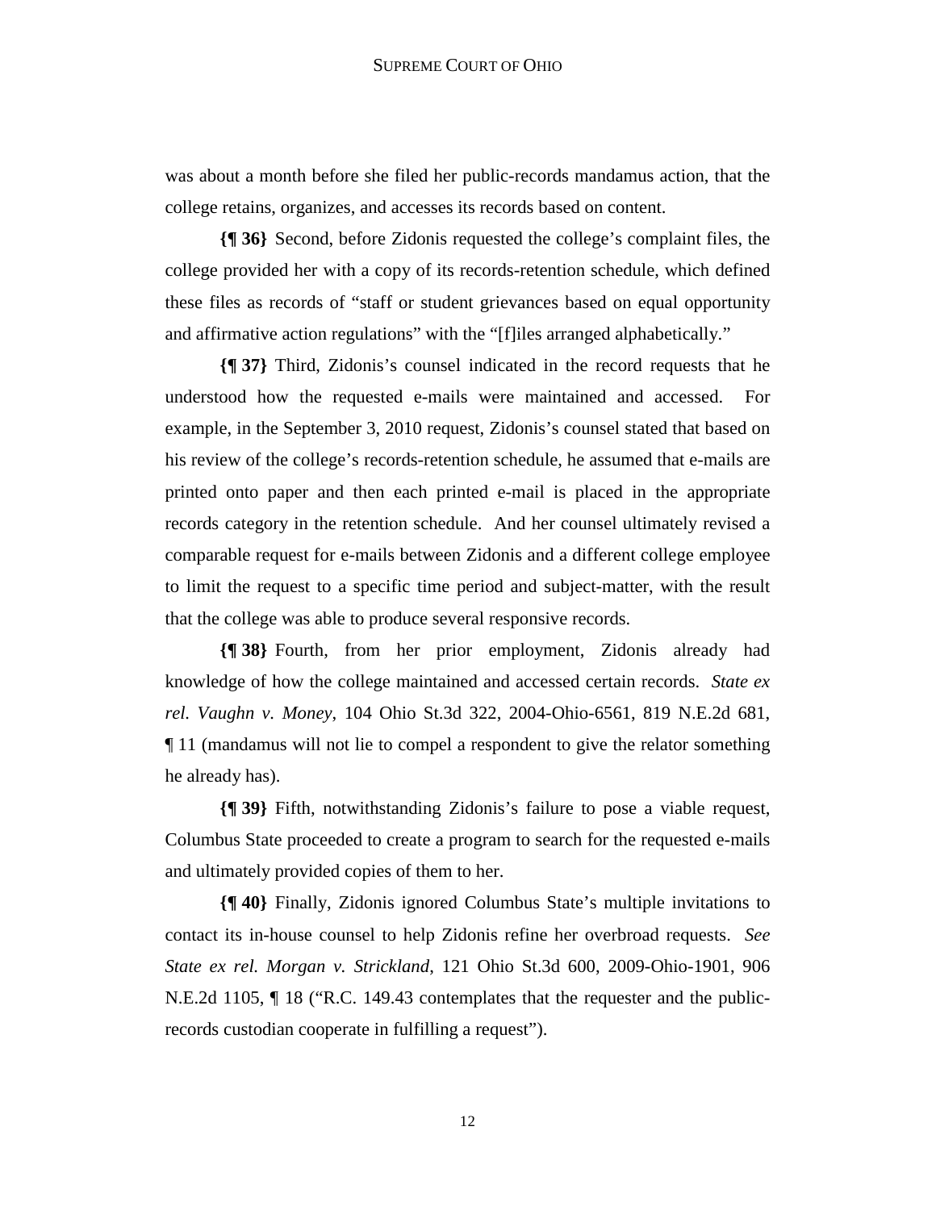was about a month before she filed her public-records mandamus action, that the college retains, organizes, and accesses its records based on content.

**{¶ 36}** Second, before Zidonis requested the college's complaint files, the college provided her with a copy of its records-retention schedule, which defined these files as records of "staff or student grievances based on equal opportunity and affirmative action regulations" with the "[f]iles arranged alphabetically."

**{¶ 37}** Third, Zidonis's counsel indicated in the record requests that he understood how the requested e-mails were maintained and accessed. For example, in the September 3, 2010 request, Zidonis's counsel stated that based on his review of the college's records-retention schedule, he assumed that e-mails are printed onto paper and then each printed e-mail is placed in the appropriate records category in the retention schedule. And her counsel ultimately revised a comparable request for e-mails between Zidonis and a different college employee to limit the request to a specific time period and subject-matter, with the result that the college was able to produce several responsive records.

**{¶ 38}** Fourth, from her prior employment, Zidonis already had knowledge of how the college maintained and accessed certain records. *State ex rel. Vaughn v. Money*, 104 Ohio St.3d 322, 2004-Ohio-6561, 819 N.E.2d 681, ¶ 11 (mandamus will not lie to compel a respondent to give the relator something he already has).

**{¶ 39}** Fifth, notwithstanding Zidonis's failure to pose a viable request, Columbus State proceeded to create a program to search for the requested e-mails and ultimately provided copies of them to her.

**{¶ 40}** Finally, Zidonis ignored Columbus State's multiple invitations to contact its in-house counsel to help Zidonis refine her overbroad requests. *See State ex rel. Morgan v. Strickland*, 121 Ohio St.3d 600, 2009-Ohio-1901, 906 N.E.2d 1105, ¶ 18 ("R.C. 149.43 contemplates that the requester and the public-records custodian cooperate in fulfilling a request").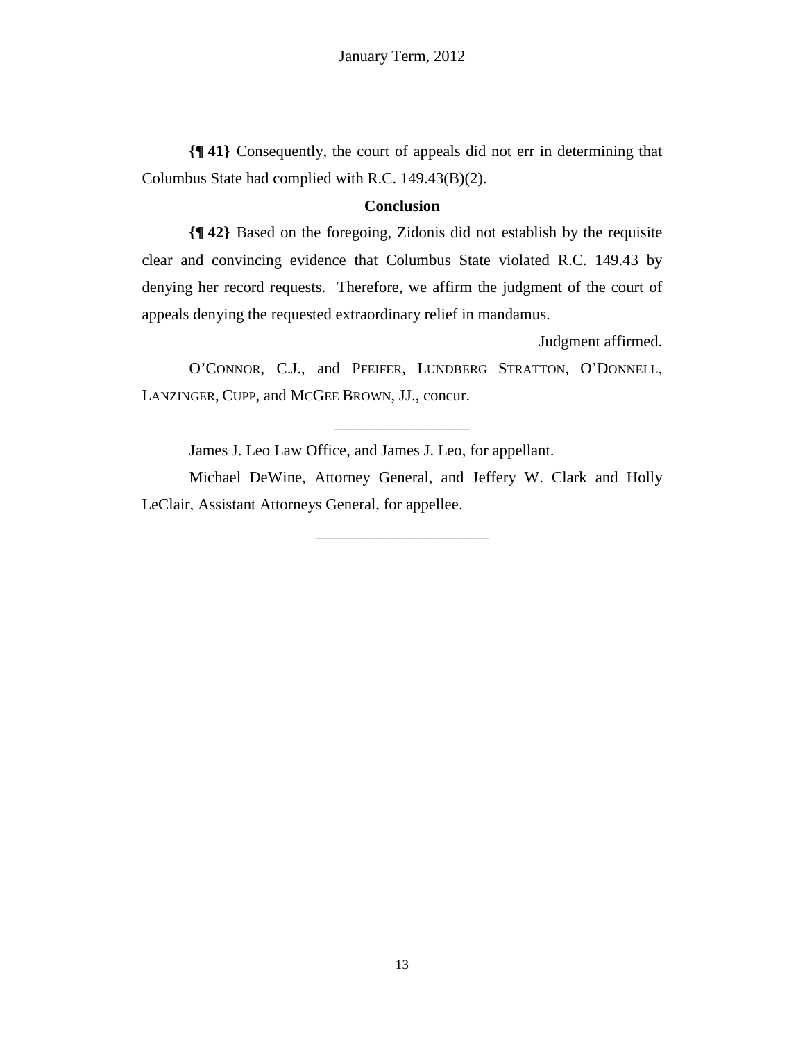**{¶ 41}** Consequently, the court of appeals did not err in determining that Columbus State had complied with R.C. 149.43(B)(2).

## Conclusion

**{¶ 42}** Based on the foregoing, Zidonis did not establish by the requisite clear and convincing evidence that Columbus State violated R.C. 149.43 by denying her record requests. Therefore, we affirm the judgment of the court of appeals denying the requested extraordinary relief in mandamus.

Judgment affirmed.

O'CONNOR, C.J., and PFEIFER, LUNDBERG STRATTON, O'DONNELL, LANZINGER, CUPP, and MCGEE BROWN, JJ., concur.

---

James J. Leo Law Office, and James J. Leo, for appellant.

Michael DeWine, Attorney General, and Jeffery W. Clark and Holly LeClair, Assistant Attorneys General, for appellee.

---